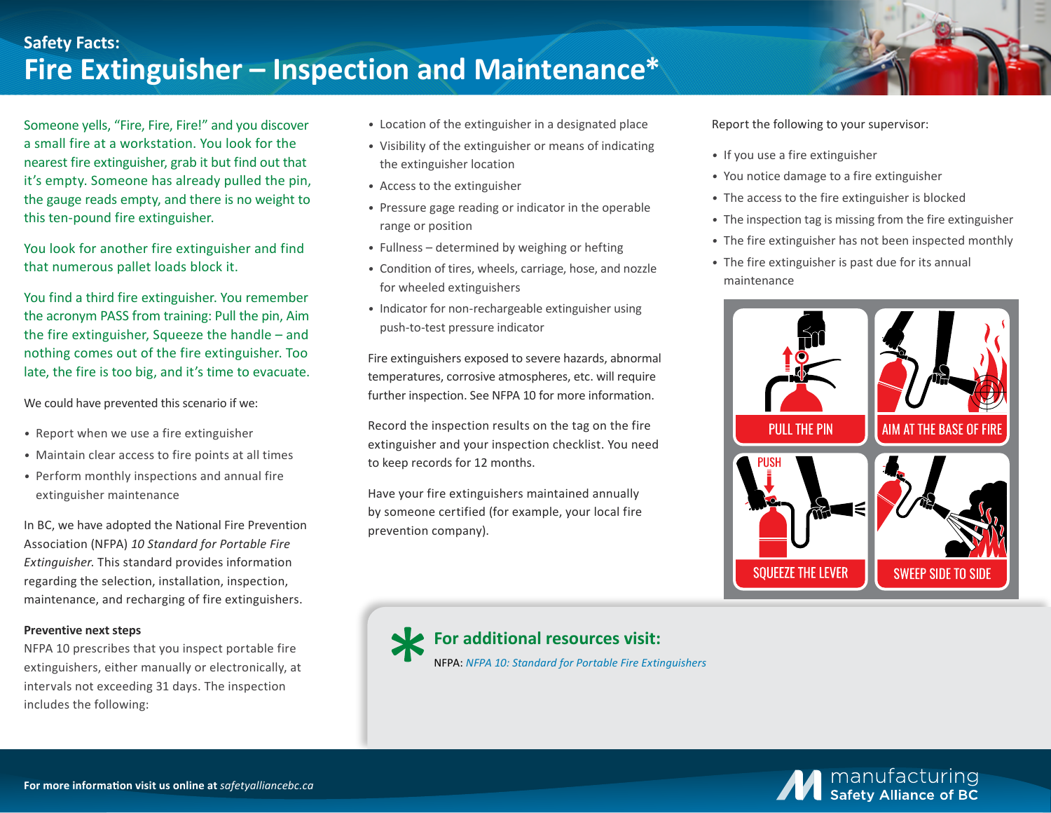Safety Facts:

# Fire Extinguisher – Inspection and Maintenance*

Someone yells, "Fire, Fire, Fire!" and you discover a small fire at a workstation. You look for the nearest fire extinguisher, grab it but find out that it's empty. Someone has already pulled the pin, the gauge reads empty, and there is no weight to this ten-pound fire extinguisher.

You look for another fire extinguisher and find that numerous pallet loads block it.

You find a third fire extinguisher. You remember the acronym PASS from training: Pull the pin, Aim the fire extinguisher, Squeeze the handle – and nothing comes out of the fire extinguisher. Too late, the fire is too big, and it's time to evacuate.

We could have prevented this scenario if we:

- Report when we use a fire extinguisher
- Maintain clear access to fire points at all times
- Perform monthly inspections and annual fire extinguisher maintenance

In BC, we have adopted the National Fire Prevention Association (NFPA) *10 Standard for Portable Fire Extinguisher*. This standard provides information regarding the selection, installation, inspection, maintenance, and recharging of fire extinguishers.

**Preventive next steps**

NFPA 10 prescribes that you inspect portable fire extinguishers, either manually or electronically, at intervals not exceeding 31 days. The inspection includes the following:

- Location of the extinguisher in a designated place
- Visibility of the extinguisher or means of indicating the extinguisher location
- Access to the extinguisher
- Pressure gage reading or indicator in the operable range or position
- Fullness – determined by weighing or hefting
- Condition of tires, wheels, carriage, hose, and nozzle for wheeled extinguishers
- Indicator for non-rechargeable extinguisher using push-to-test pressure indicator

Fire extinguishers exposed to severe hazards, abnormal temperatures, corrosive atmospheres, etc. will require further inspection. See NFPA 10 for more information.

Record the inspection results on the tag on the fire extinguisher and your inspection checklist. You need to keep records for 12 months.

Have your fire extinguishers maintained annually by someone certified (for example, your local fire prevention company).

Report the following to your supervisor:

- If you use a fire extinguisher
- You notice damage to a fire extinguisher
- The access to the fire extinguisher is blocked
- The inspection tag is missing from the fire extinguisher
- The fire extinguisher has not been inspected monthly
- The fire extinguisher is past due for its annual maintenance

PULL THE PIN

AIM AT THE BASE OF FIRE

PUSH

SQUEEZE THE LEVER

SWEEP SIDE TO SIDE

## * For additional resources visit:

NFPA: *NFPA 10: Standard for Portable Fire Extinguishers*

**For more information visit us online at** *safetyalliancebc.ca*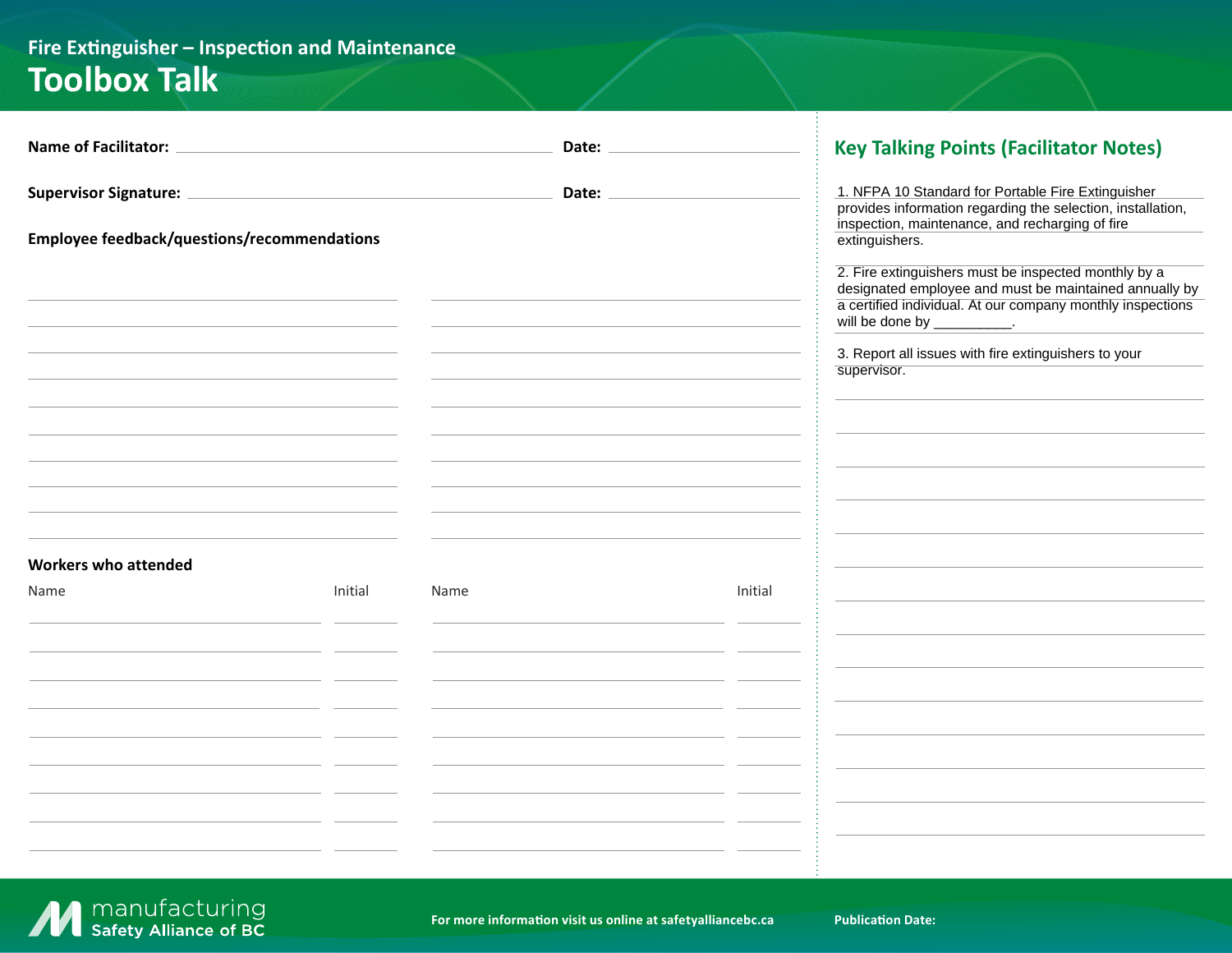Fire Extinguisher – Inspection and Maintenance

# Toolbox Talk

**Name of Facilitator:** ______________________ **Date:** ____________

**Supervisor Signature:** ______________________ **Date:** ____________

**Employee feedback/questions/recommendations**

**Workers who attended**

| Name | Initial | Name | Initial |
| --- | --- | --- | --- |
| | | | |
| | | | |
| | | | |
| | | | |
| | | | |
| | | | |
| | | | |
| | | | |
| | | | |

## Key Talking Points (Facilitator Notes)

1. NFPA 10 Standard for Portable Fire Extinguisher provides information regarding the selection, installation, inspection, maintenance, and recharging of fire extinguishers.

2. Fire extinguishers must be inspected monthly by a designated employee and must be maintained annually by a certified individual. At our company monthly inspections will be done by __________.

3. Report all issues with fire extinguishers to your supervisor.

manufacturing Safety Alliance of BC

For more information visit us online at safetyalliancebc.ca

Publication Date: